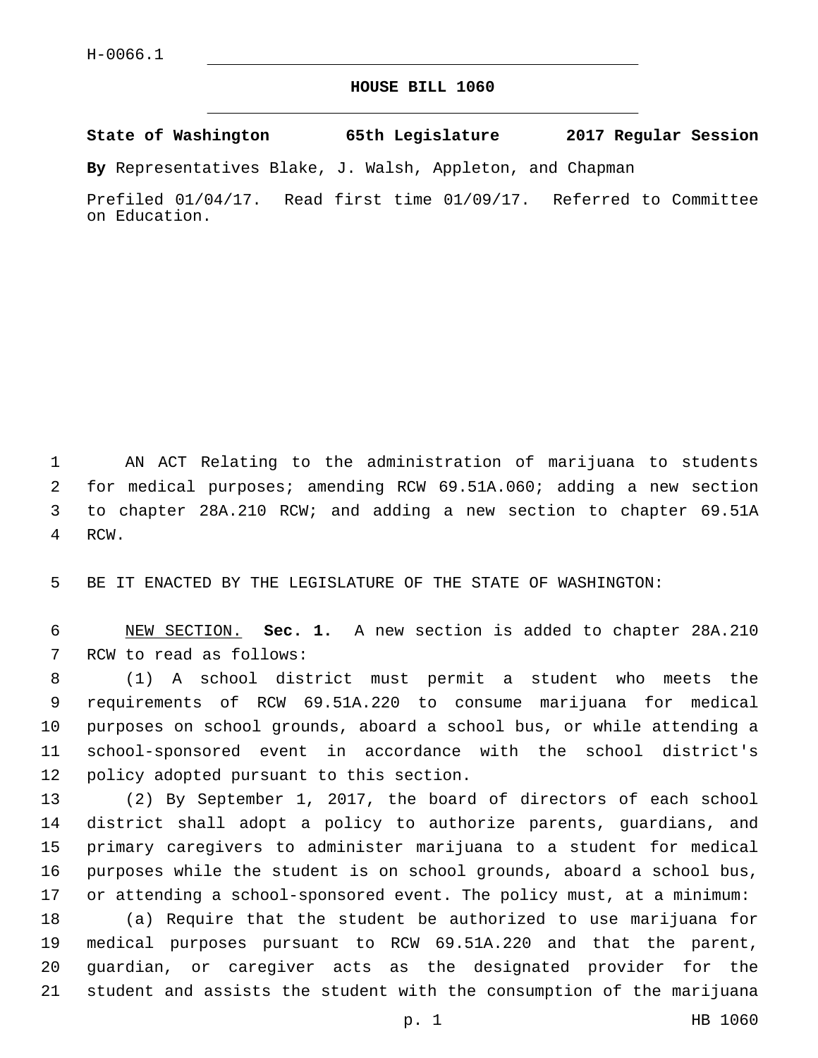H-0066.1

# HOUSE BILL 1060

**State of Washington 65th Legislature 2017 Regular Session**

**By** Representatives Blake, J. Walsh, Appleton, and Chapman

Prefiled 01/04/17. Read first time 01/09/17. Referred to Committee on Education.

AN ACT Relating to the administration of marijuana to students for medical purposes; amending RCW 69.51A.060; adding a new section to chapter 28A.210 RCW; and adding a new section to chapter 69.51A RCW.

BE IT ENACTED BY THE LEGISLATURE OF THE STATE OF WASHINGTON:

NEW SECTION. **Sec. 1.** A new section is added to chapter 28A.210 RCW to read as follows:

(1) A school district must permit a student who meets the requirements of RCW 69.51A.220 to consume marijuana for medical purposes on school grounds, aboard a school bus, or while attending a school-sponsored event in accordance with the school district's policy adopted pursuant to this section.

(2) By September 1, 2017, the board of directors of each school district shall adopt a policy to authorize parents, guardians, and primary caregivers to administer marijuana to a student for medical purposes while the student is on school grounds, aboard a school bus, or attending a school-sponsored event. The policy must, at a minimum:

(a) Require that the student be authorized to use marijuana for medical purposes pursuant to RCW 69.51A.220 and that the parent, guardian, or caregiver acts as the designated provider for the student and assists the student with the consumption of the marijuana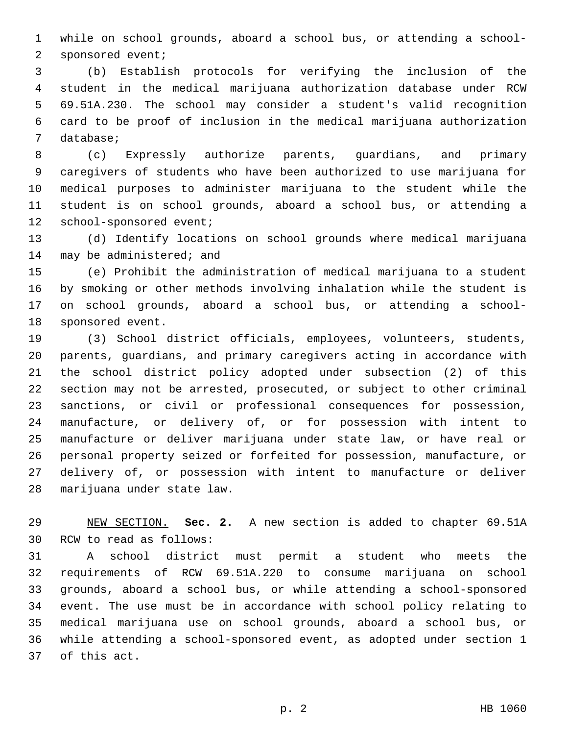while on school grounds, aboard a school bus, or attending a school-sponsored event;

(b) Establish protocols for verifying the inclusion of the student in the medical marijuana authorization database under RCW 69.51A.230. The school may consider a student's valid recognition card to be proof of inclusion in the medical marijuana authorization database;

(c) Expressly authorize parents, guardians, and primary caregivers of students who have been authorized to use marijuana for medical purposes to administer marijuana to the student while the student is on school grounds, aboard a school bus, or attending a school-sponsored event;

(d) Identify locations on school grounds where medical marijuana may be administered; and

(e) Prohibit the administration of medical marijuana to a student by smoking or other methods involving inhalation while the student is on school grounds, aboard a school bus, or attending a school-sponsored event.

(3) School district officials, employees, volunteers, students, parents, guardians, and primary caregivers acting in accordance with the school district policy adopted under subsection (2) of this section may not be arrested, prosecuted, or subject to other criminal sanctions, or civil or professional consequences for possession, manufacture, or delivery of, or for possession with intent to manufacture or deliver marijuana under state law, or have real or personal property seized or forfeited for possession, manufacture, or delivery of, or possession with intent to manufacture or deliver marijuana under state law.

NEW SECTION. **Sec. 2.** A new section is added to chapter 69.51A RCW to read as follows:

A school district must permit a student who meets the requirements of RCW 69.51A.220 to consume marijuana on school grounds, aboard a school bus, or while attending a school-sponsored event. The use must be in accordance with school policy relating to medical marijuana use on school grounds, aboard a school bus, or while attending a school-sponsored event, as adopted under section 1 of this act.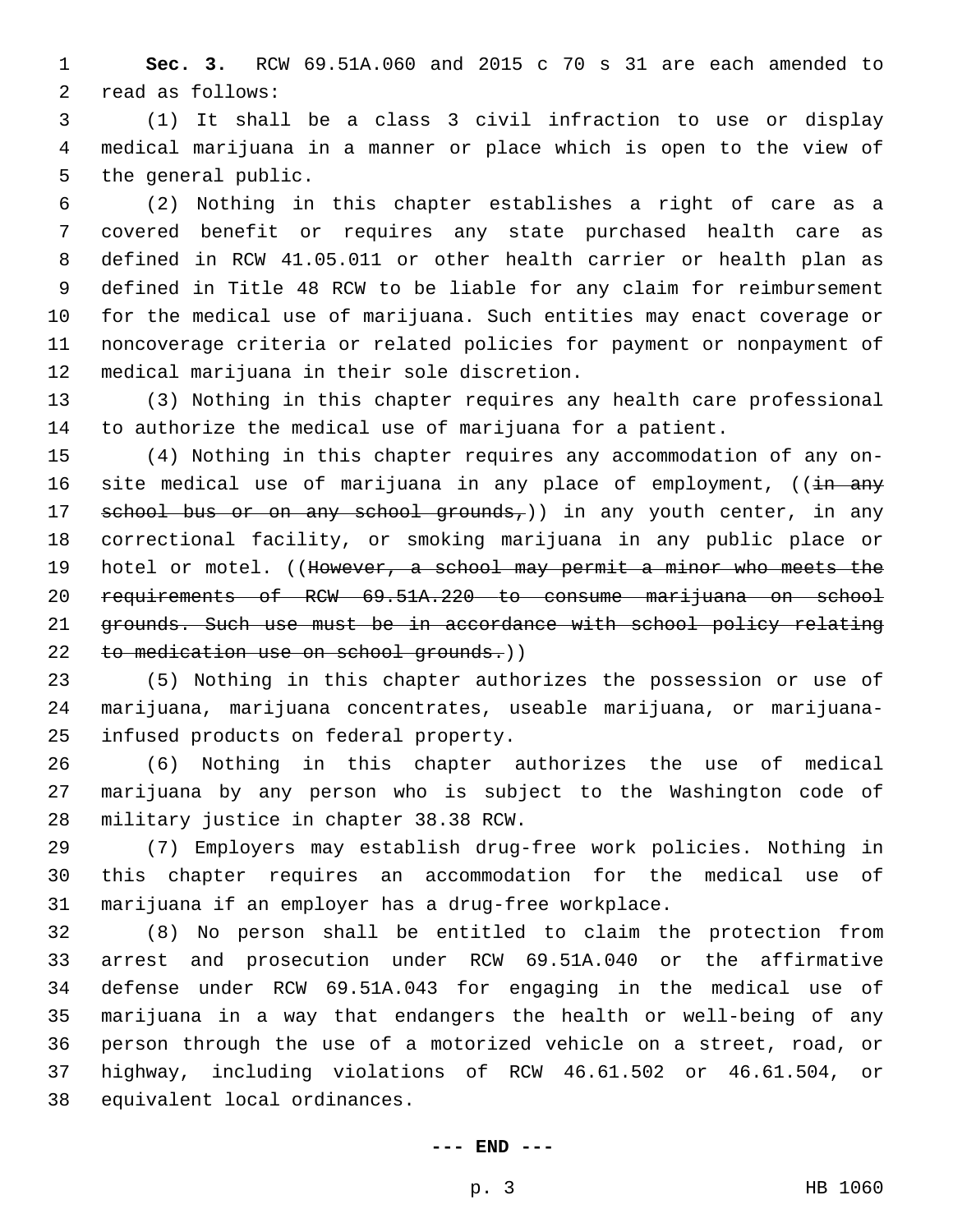**Sec. 3.** RCW 69.51A.060 and 2015 c 70 s 31 are each amended to read as follows:

(1) It shall be a class 3 civil infraction to use or display medical marijuana in a manner or place which is open to the view of the general public.

(2) Nothing in this chapter establishes a right of care as a covered benefit or requires any state purchased health care as defined in RCW 41.05.011 or other health carrier or health plan as defined in Title 48 RCW to be liable for any claim for reimbursement for the medical use of marijuana. Such entities may enact coverage or noncoverage criteria or related policies for payment or nonpayment of medical marijuana in their sole discretion.

(3) Nothing in this chapter requires any health care professional to authorize the medical use of marijuana for a patient.

(4) Nothing in this chapter requires any accommodation of any on-site medical use of marijuana in any place of employment, ((~~in any school bus or on any school grounds,~~)) in any youth center, in any correctional facility, or smoking marijuana in any public place or hotel or motel. ((~~However, a school may permit a minor who meets the requirements of RCW 69.51A.220 to consume marijuana on school grounds. Such use must be in accordance with school policy relating to medication use on school grounds.~~))

(5) Nothing in this chapter authorizes the possession or use of marijuana, marijuana concentrates, useable marijuana, or marijuana-infused products on federal property.

(6) Nothing in this chapter authorizes the use of medical marijuana by any person who is subject to the Washington code of military justice in chapter 38.38 RCW.

(7) Employers may establish drug-free work policies. Nothing in this chapter requires an accommodation for the medical use of marijuana if an employer has a drug-free workplace.

(8) No person shall be entitled to claim the protection from arrest and prosecution under RCW 69.51A.040 or the affirmative defense under RCW 69.51A.043 for engaging in the medical use of marijuana in a way that endangers the health or well-being of any person through the use of a motorized vehicle on a street, road, or highway, including violations of RCW 46.61.502 or 46.61.504, or equivalent local ordinances.

**--- END ---**